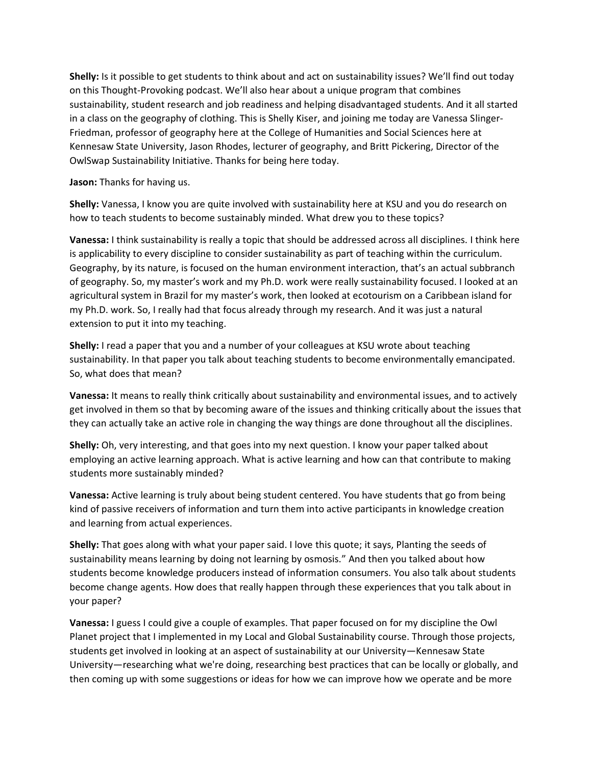**Shelly:** Is it possible to get students to think about and act on sustainability issues? We'll find out today on this Thought-Provoking podcast. We'll also hear about a unique program that combines sustainability, student research and job readiness and helping disadvantaged students. And it all started in a class on the geography of clothing. This is Shelly Kiser, and joining me today are Vanessa Slinger-Friedman, professor of geography here at the College of Humanities and Social Sciences here at Kennesaw State University, Jason Rhodes, lecturer of geography, and Britt Pickering, Director of the OwlSwap Sustainability Initiative. Thanks for being here today.

**Jason:** Thanks for having us.

**Shelly:** Vanessa, I know you are quite involved with sustainability here at KSU and you do research on how to teach students to become sustainably minded. What drew you to these topics?

**Vanessa:** I think sustainability is really a topic that should be addressed across all disciplines. I think here is applicability to every discipline to consider sustainability as part of teaching within the curriculum. Geography, by its nature, is focused on the human environment interaction, that's an actual subbranch of geography. So, my master's work and my Ph.D. work were really sustainability focused. I looked at an agricultural system in Brazil for my master's work, then looked at ecotourism on a Caribbean island for my Ph.D. work. So, I really had that focus already through my research. And it was just a natural extension to put it into my teaching.

**Shelly:** I read a paper that you and a number of your colleagues at KSU wrote about teaching sustainability. In that paper you talk about teaching students to become environmentally emancipated. So, what does that mean?

**Vanessa:** It means to really think critically about sustainability and environmental issues, and to actively get involved in them so that by becoming aware of the issues and thinking critically about the issues that they can actually take an active role in changing the way things are done throughout all the disciplines.

**Shelly:** Oh, very interesting, and that goes into my next question. I know your paper talked about employing an active learning approach. What is active learning and how can that contribute to making students more sustainably minded?

**Vanessa:** Active learning is truly about being student centered. You have students that go from being kind of passive receivers of information and turn them into active participants in knowledge creation and learning from actual experiences.

**Shelly:** That goes along with what your paper said. I love this quote; it says, Planting the seeds of sustainability means learning by doing not learning by osmosis." And then you talked about how students become knowledge producers instead of information consumers. You also talk about students become change agents. How does that really happen through these experiences that you talk about in your paper?

**Vanessa:** I guess I could give a couple of examples. That paper focused on for my discipline the Owl Planet project that I implemented in my Local and Global Sustainability course. Through those projects, students get involved in looking at an aspect of sustainability at our University—Kennesaw State University—researching what we're doing, researching best practices that can be locally or globally, and then coming up with some suggestions or ideas for how we can improve how we operate and be more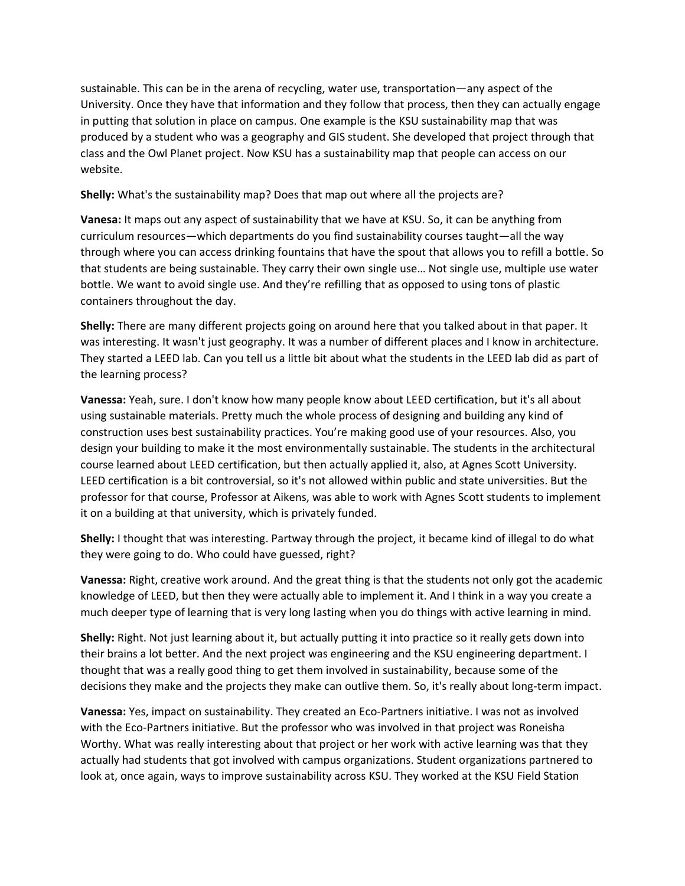sustainable. This can be in the arena of recycling, water use, transportation—any aspect of the University. Once they have that information and they follow that process, then they can actually engage in putting that solution in place on campus. One example is the KSU sustainability map that was produced by a student who was a geography and GIS student. She developed that project through that class and the Owl Planet project. Now KSU has a sustainability map that people can access on our website.

**Shelly:** What's the sustainability map? Does that map out where all the projects are?

**Vanesa:** It maps out any aspect of sustainability that we have at KSU. So, it can be anything from curriculum resources—which departments do you find sustainability courses taught—all the way through where you can access drinking fountains that have the spout that allows you to refill a bottle. So that students are being sustainable. They carry their own single use… Not single use, multiple use water bottle. We want to avoid single use. And they're refilling that as opposed to using tons of plastic containers throughout the day.

**Shelly:** There are many different projects going on around here that you talked about in that paper. It was interesting. It wasn't just geography. It was a number of different places and I know in architecture. They started a LEED lab. Can you tell us a little bit about what the students in the LEED lab did as part of the learning process?

**Vanessa:** Yeah, sure. I don't know how many people know about LEED certification, but it's all about using sustainable materials. Pretty much the whole process of designing and building any kind of construction uses best sustainability practices. You're making good use of your resources. Also, you design your building to make it the most environmentally sustainable. The students in the architectural course learned about LEED certification, but then actually applied it, also, at Agnes Scott University. LEED certification is a bit controversial, so it's not allowed within public and state universities. But the professor for that course, Professor at Aikens, was able to work with Agnes Scott students to implement it on a building at that university, which is privately funded.

**Shelly:** I thought that was interesting. Partway through the project, it became kind of illegal to do what they were going to do. Who could have guessed, right?

**Vanessa:** Right, creative work around. And the great thing is that the students not only got the academic knowledge of LEED, but then they were actually able to implement it. And I think in a way you create a much deeper type of learning that is very long lasting when you do things with active learning in mind.

**Shelly:** Right. Not just learning about it, but actually putting it into practice so it really gets down into their brains a lot better. And the next project was engineering and the KSU engineering department. I thought that was a really good thing to get them involved in sustainability, because some of the decisions they make and the projects they make can outlive them. So, it's really about long-term impact.

**Vanessa:** Yes, impact on sustainability. They created an Eco-Partners initiative. I was not as involved with the Eco-Partners initiative. But the professor who was involved in that project was Roneisha Worthy. What was really interesting about that project or her work with active learning was that they actually had students that got involved with campus organizations. Student organizations partnered to look at, once again, ways to improve sustainability across KSU. They worked at the KSU Field Station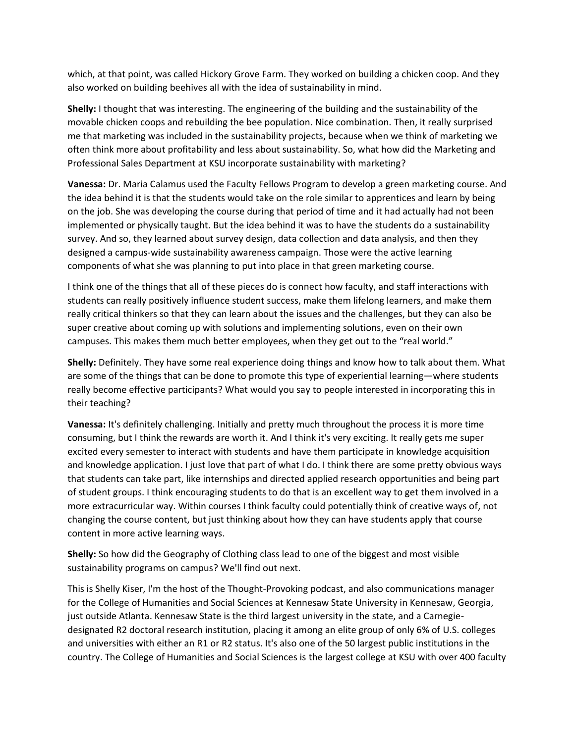which, at that point, was called Hickory Grove Farm. They worked on building a chicken coop. And they also worked on building beehives all with the idea of sustainability in mind.

**Shelly:** I thought that was interesting. The engineering of the building and the sustainability of the movable chicken coops and rebuilding the bee population. Nice combination. Then, it really surprised me that marketing was included in the sustainability projects, because when we think of marketing we often think more about profitability and less about sustainability. So, what how did the Marketing and Professional Sales Department at KSU incorporate sustainability with marketing?

**Vanessa:** Dr. Maria Calamus used the Faculty Fellows Program to develop a green marketing course. And the idea behind it is that the students would take on the role similar to apprentices and learn by being on the job. She was developing the course during that period of time and it had actually had not been implemented or physically taught. But the idea behind it was to have the students do a sustainability survey. And so, they learned about survey design, data collection and data analysis, and then they designed a campus-wide sustainability awareness campaign. Those were the active learning components of what she was planning to put into place in that green marketing course.

I think one of the things that all of these pieces do is connect how faculty, and staff interactions with students can really positively influence student success, make them lifelong learners, and make them really critical thinkers so that they can learn about the issues and the challenges, but they can also be super creative about coming up with solutions and implementing solutions, even on their own campuses. This makes them much better employees, when they get out to the "real world."

**Shelly:** Definitely. They have some real experience doing things and know how to talk about them. What are some of the things that can be done to promote this type of experiential learning—where students really become effective participants? What would you say to people interested in incorporating this in their teaching?

**Vanessa:** It's definitely challenging. Initially and pretty much throughout the process it is more time consuming, but I think the rewards are worth it. And I think it's very exciting. It really gets me super excited every semester to interact with students and have them participate in knowledge acquisition and knowledge application. I just love that part of what I do. I think there are some pretty obvious ways that students can take part, like internships and directed applied research opportunities and being part of student groups. I think encouraging students to do that is an excellent way to get them involved in a more extracurricular way. Within courses I think faculty could potentially think of creative ways of, not changing the course content, but just thinking about how they can have students apply that course content in more active learning ways.

**Shelly:** So how did the Geography of Clothing class lead to one of the biggest and most visible sustainability programs on campus? We'll find out next.

This is Shelly Kiser, I'm the host of the Thought-Provoking podcast, and also communications manager for the College of Humanities and Social Sciences at Kennesaw State University in Kennesaw, Georgia, just outside Atlanta. Kennesaw State is the third largest university in the state, and a Carnegie-designated R2 doctoral research institution, placing it among an elite group of only 6% of U.S. colleges and universities with either an R1 or R2 status. It's also one of the 50 largest public institutions in the country. The College of Humanities and Social Sciences is the largest college at KSU with over 400 faculty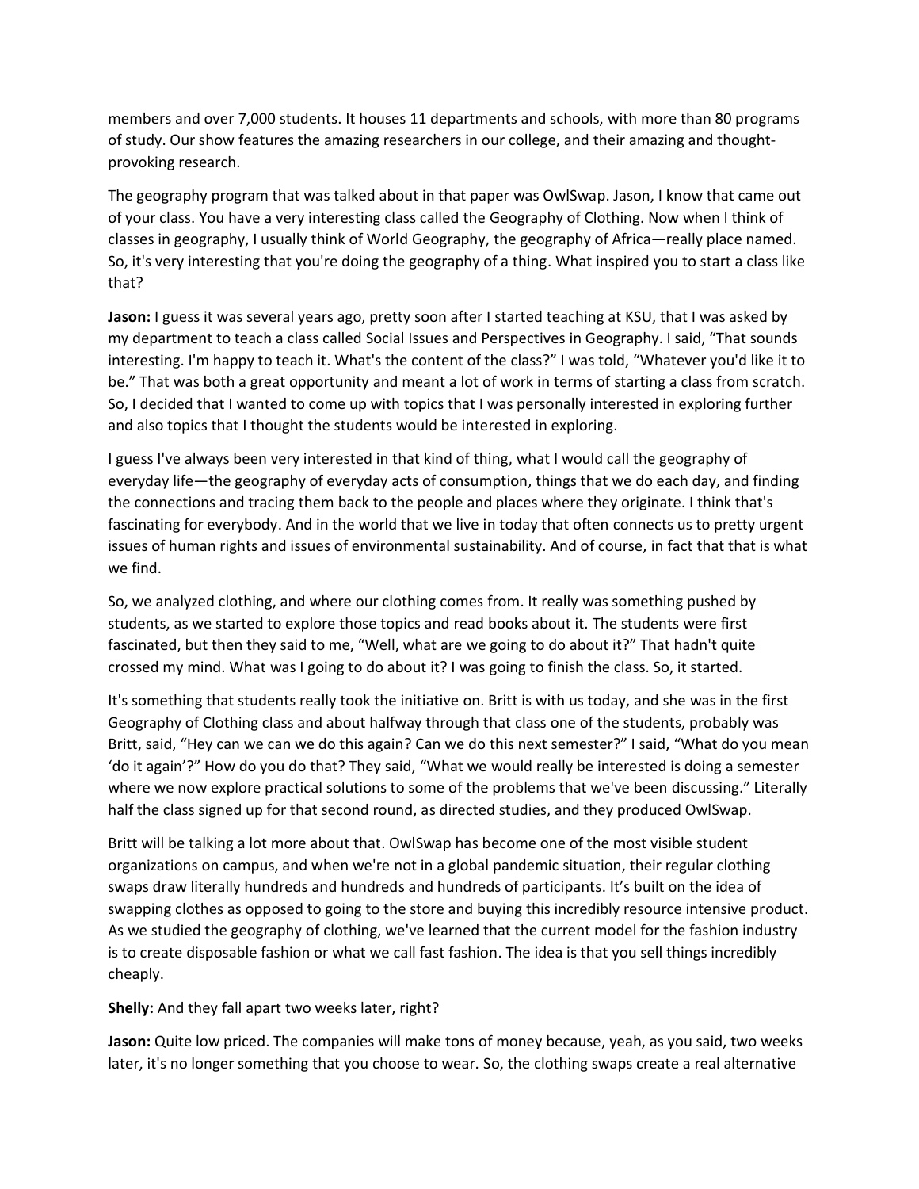members and over 7,000 students. It houses 11 departments and schools, with more than 80 programs of study. Our show features the amazing researchers in our college, and their amazing and thought-provoking research.

The geography program that was talked about in that paper was OwlSwap. Jason, I know that came out of your class. You have a very interesting class called the Geography of Clothing. Now when I think of classes in geography, I usually think of World Geography, the geography of Africa—really place named. So, it's very interesting that you're doing the geography of a thing. What inspired you to start a class like that?

**Jason:** I guess it was several years ago, pretty soon after I started teaching at KSU, that I was asked by my department to teach a class called Social Issues and Perspectives in Geography. I said, "That sounds interesting. I'm happy to teach it. What's the content of the class?" I was told, "Whatever you'd like it to be." That was both a great opportunity and meant a lot of work in terms of starting a class from scratch. So, I decided that I wanted to come up with topics that I was personally interested in exploring further and also topics that I thought the students would be interested in exploring.

I guess I've always been very interested in that kind of thing, what I would call the geography of everyday life—the geography of everyday acts of consumption, things that we do each day, and finding the connections and tracing them back to the people and places where they originate. I think that's fascinating for everybody. And in the world that we live in today that often connects us to pretty urgent issues of human rights and issues of environmental sustainability. And of course, in fact that that is what we find.

So, we analyzed clothing, and where our clothing comes from. It really was something pushed by students, as we started to explore those topics and read books about it. The students were first fascinated, but then they said to me, "Well, what are we going to do about it?" That hadn't quite crossed my mind. What was I going to do about it? I was going to finish the class. So, it started.

It's something that students really took the initiative on. Britt is with us today, and she was in the first Geography of Clothing class and about halfway through that class one of the students, probably was Britt, said, "Hey can we can we do this again? Can we do this next semester?" I said, "What do you mean 'do it again'?" How do you do that? They said, "What we would really be interested is doing a semester where we now explore practical solutions to some of the problems that we've been discussing." Literally half the class signed up for that second round, as directed studies, and they produced OwlSwap.

Britt will be talking a lot more about that. OwlSwap has become one of the most visible student organizations on campus, and when we're not in a global pandemic situation, their regular clothing swaps draw literally hundreds and hundreds and hundreds of participants. It's built on the idea of swapping clothes as opposed to going to the store and buying this incredibly resource intensive product. As we studied the geography of clothing, we've learned that the current model for the fashion industry is to create disposable fashion or what we call fast fashion. The idea is that you sell things incredibly cheaply.

**Shelly:** And they fall apart two weeks later, right?

**Jason:** Quite low priced. The companies will make tons of money because, yeah, as you said, two weeks later, it's no longer something that you choose to wear. So, the clothing swaps create a real alternative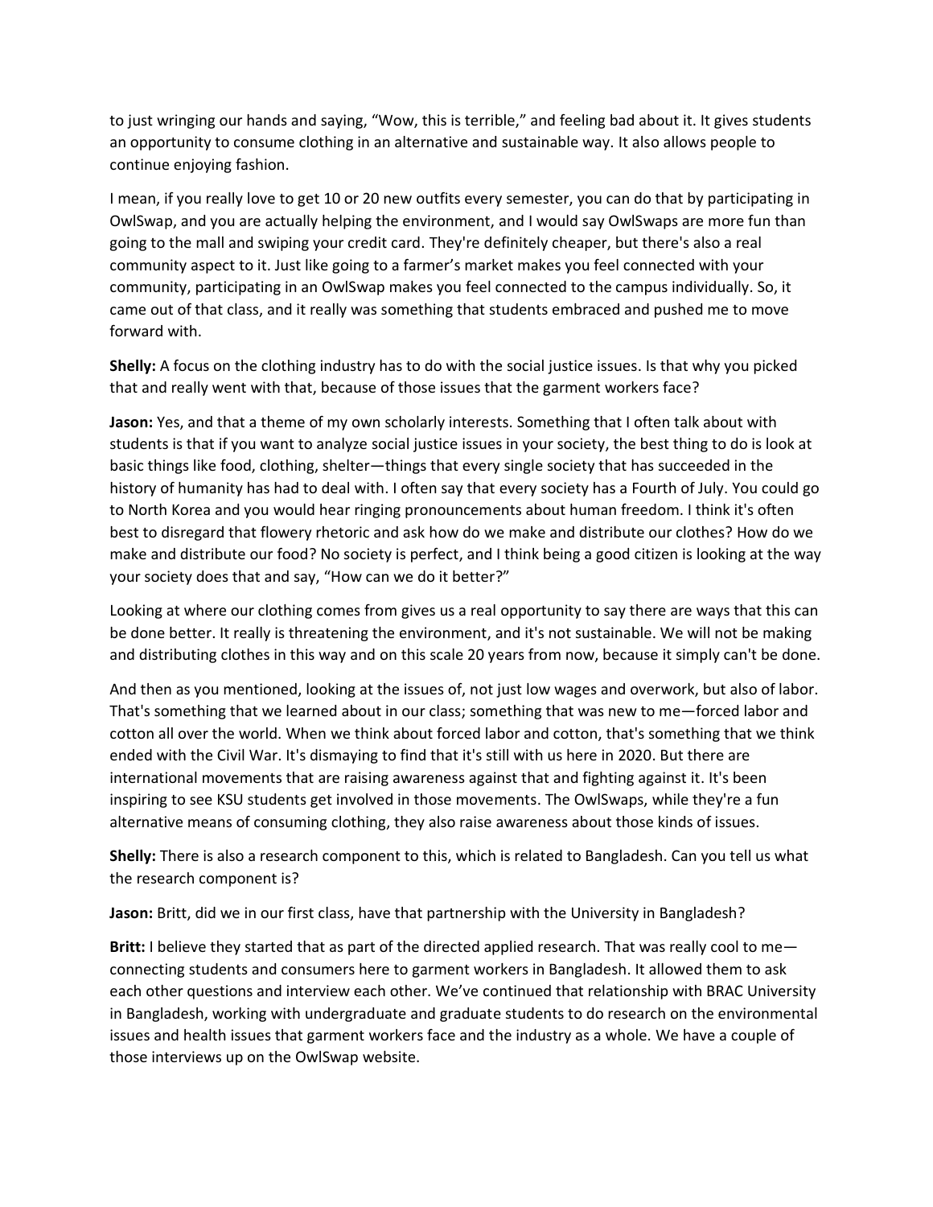to just wringing our hands and saying, "Wow, this is terrible," and feeling bad about it. It gives students an opportunity to consume clothing in an alternative and sustainable way. It also allows people to continue enjoying fashion.

I mean, if you really love to get 10 or 20 new outfits every semester, you can do that by participating in OwlSwap, and you are actually helping the environment, and I would say OwlSwaps are more fun than going to the mall and swiping your credit card. They're definitely cheaper, but there's also a real community aspect to it. Just like going to a farmer's market makes you feel connected with your community, participating in an OwlSwap makes you feel connected to the campus individually. So, it came out of that class, and it really was something that students embraced and pushed me to move forward with.

**Shelly:** A focus on the clothing industry has to do with the social justice issues. Is that why you picked that and really went with that, because of those issues that the garment workers face?

**Jason:** Yes, and that a theme of my own scholarly interests. Something that I often talk about with students is that if you want to analyze social justice issues in your society, the best thing to do is look at basic things like food, clothing, shelter—things that every single society that has succeeded in the history of humanity has had to deal with. I often say that every society has a Fourth of July. You could go to North Korea and you would hear ringing pronouncements about human freedom. I think it's often best to disregard that flowery rhetoric and ask how do we make and distribute our clothes? How do we make and distribute our food? No society is perfect, and I think being a good citizen is looking at the way your society does that and say, "How can we do it better?"

Looking at where our clothing comes from gives us a real opportunity to say there are ways that this can be done better. It really is threatening the environment, and it's not sustainable. We will not be making and distributing clothes in this way and on this scale 20 years from now, because it simply can't be done.

And then as you mentioned, looking at the issues of, not just low wages and overwork, but also of labor. That's something that we learned about in our class; something that was new to me—forced labor and cotton all over the world. When we think about forced labor and cotton, that's something that we think ended with the Civil War. It's dismaying to find that it's still with us here in 2020. But there are international movements that are raising awareness against that and fighting against it. It's been inspiring to see KSU students get involved in those movements. The OwlSwaps, while they're a fun alternative means of consuming clothing, they also raise awareness about those kinds of issues.

**Shelly:** There is also a research component to this, which is related to Bangladesh. Can you tell us what the research component is?

**Jason:** Britt, did we in our first class, have that partnership with the University in Bangladesh?

**Britt:** I believe they started that as part of the directed applied research. That was really cool to me—connecting students and consumers here to garment workers in Bangladesh. It allowed them to ask each other questions and interview each other. We've continued that relationship with BRAC University in Bangladesh, working with undergraduate and graduate students to do research on the environmental issues and health issues that garment workers face and the industry as a whole. We have a couple of those interviews up on the OwlSwap website.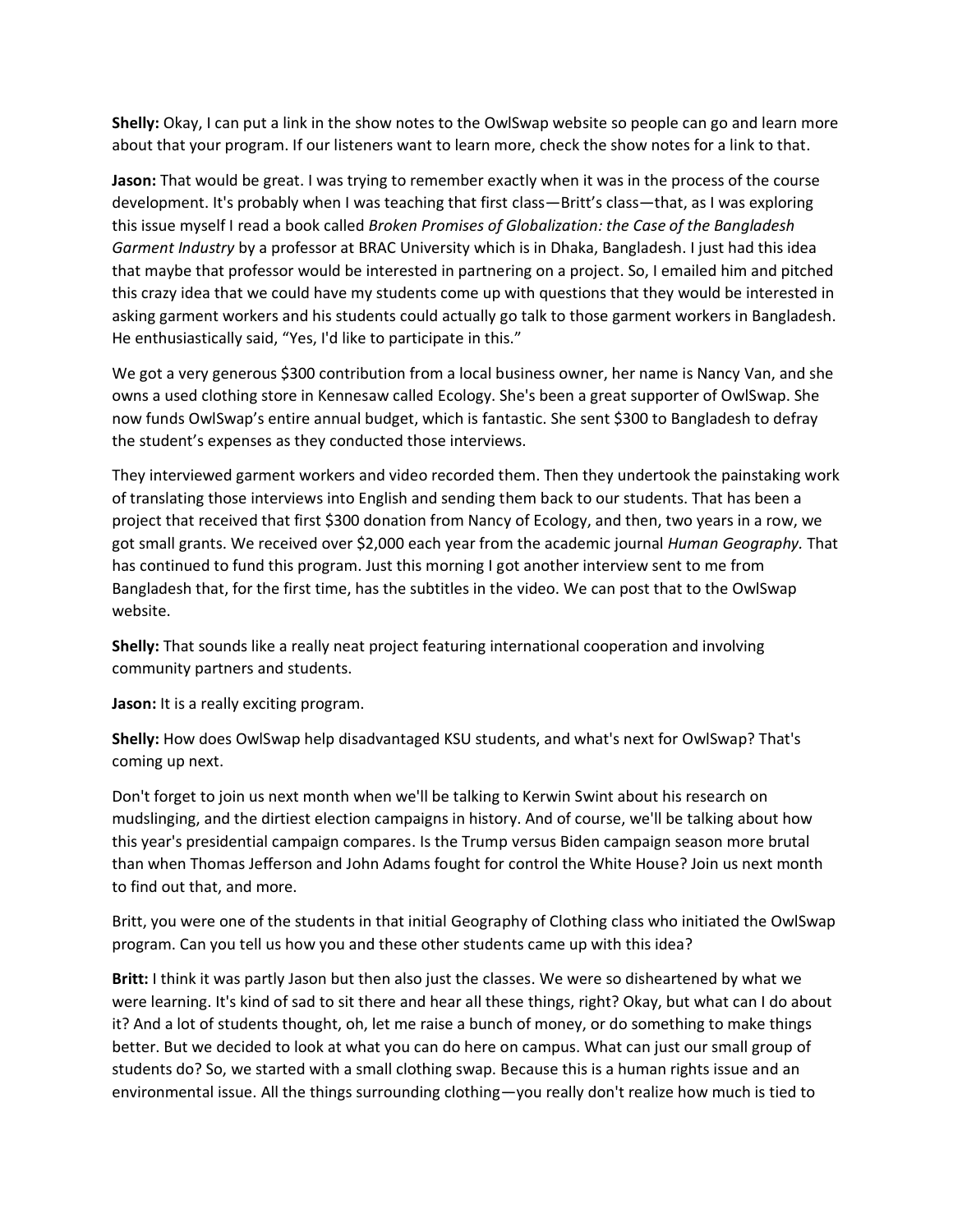**Shelly:** Okay, I can put a link in the show notes to the OwlSwap website so people can go and learn more about that your program. If our listeners want to learn more, check the show notes for a link to that.

**Jason:** That would be great. I was trying to remember exactly when it was in the process of the course development. It's probably when I was teaching that first class—Britt's class—that, as I was exploring this issue myself I read a book called *Broken Promises of Globalization: the Case of the Bangladesh Garment Industry* by a professor at BRAC University which is in Dhaka, Bangladesh. I just had this idea that maybe that professor would be interested in partnering on a project. So, I emailed him and pitched this crazy idea that we could have my students come up with questions that they would be interested in asking garment workers and his students could actually go talk to those garment workers in Bangladesh. He enthusiastically said, "Yes, I'd like to participate in this."

We got a very generous $300 contribution from a local business owner, her name is Nancy Van, and she owns a used clothing store in Kennesaw called Ecology. She's been a great supporter of OwlSwap. She now funds OwlSwap's entire annual budget, which is fantastic. She sent $300 to Bangladesh to defray the student's expenses as they conducted those interviews.

They interviewed garment workers and video recorded them. Then they undertook the painstaking work of translating those interviews into English and sending them back to our students. That has been a project that received that first $300 donation from Nancy of Ecology, and then, two years in a row, we got small grants. We received over $2,000 each year from the academic journal *Human Geography.* That has continued to fund this program. Just this morning I got another interview sent to me from Bangladesh that, for the first time, has the subtitles in the video. We can post that to the OwlSwap website.

**Shelly:** That sounds like a really neat project featuring international cooperation and involving community partners and students.

**Jason:** It is a really exciting program.

**Shelly:** How does OwlSwap help disadvantaged KSU students, and what's next for OwlSwap? That's coming up next.

Don't forget to join us next month when we'll be talking to Kerwin Swint about his research on mudslinging, and the dirtiest election campaigns in history. And of course, we'll be talking about how this year's presidential campaign compares. Is the Trump versus Biden campaign season more brutal than when Thomas Jefferson and John Adams fought for control the White House? Join us next month to find out that, and more.

Britt, you were one of the students in that initial Geography of Clothing class who initiated the OwlSwap program. Can you tell us how you and these other students came up with this idea?

**Britt:** I think it was partly Jason but then also just the classes. We were so disheartened by what we were learning. It's kind of sad to sit there and hear all these things, right? Okay, but what can I do about it? And a lot of students thought, oh, let me raise a bunch of money, or do something to make things better. But we decided to look at what you can do here on campus. What can just our small group of students do? So, we started with a small clothing swap. Because this is a human rights issue and an environmental issue. All the things surrounding clothing—you really don't realize how much is tied to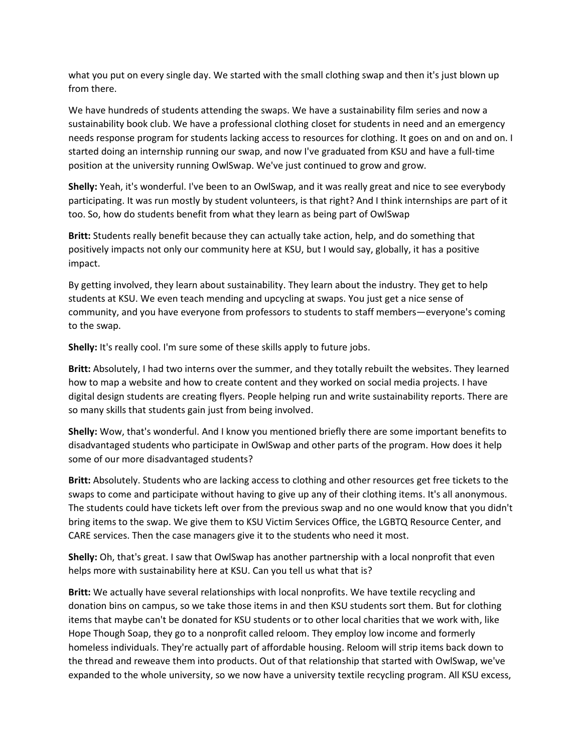what you put on every single day. We started with the small clothing swap and then it's just blown up from there.

We have hundreds of students attending the swaps. We have a sustainability film series and now a sustainability book club. We have a professional clothing closet for students in need and an emergency needs response program for students lacking access to resources for clothing. It goes on and on and on. I started doing an internship running our swap, and now I've graduated from KSU and have a full-time position at the university running OwlSwap. We've just continued to grow and grow.

**Shelly:** Yeah, it's wonderful. I've been to an OwlSwap, and it was really great and nice to see everybody participating. It was run mostly by student volunteers, is that right? And I think internships are part of it too. So, how do students benefit from what they learn as being part of OwlSwap

**Britt:** Students really benefit because they can actually take action, help, and do something that positively impacts not only our community here at KSU, but I would say, globally, it has a positive impact.

By getting involved, they learn about sustainability. They learn about the industry. They get to help students at KSU. We even teach mending and upcycling at swaps. You just get a nice sense of community, and you have everyone from professors to students to staff members—everyone's coming to the swap.

**Shelly:** It's really cool. I'm sure some of these skills apply to future jobs.

**Britt:** Absolutely, I had two interns over the summer, and they totally rebuilt the websites. They learned how to map a website and how to create content and they worked on social media projects. I have digital design students are creating flyers. People helping run and write sustainability reports. There are so many skills that students gain just from being involved.

**Shelly:** Wow, that's wonderful. And I know you mentioned briefly there are some important benefits to disadvantaged students who participate in OwlSwap and other parts of the program. How does it help some of our more disadvantaged students?

**Britt:** Absolutely. Students who are lacking access to clothing and other resources get free tickets to the swaps to come and participate without having to give up any of their clothing items. It's all anonymous. The students could have tickets left over from the previous swap and no one would know that you didn't bring items to the swap. We give them to KSU Victim Services Office, the LGBTQ Resource Center, and CARE services. Then the case managers give it to the students who need it most.

**Shelly:** Oh, that's great. I saw that OwlSwap has another partnership with a local nonprofit that even helps more with sustainability here at KSU. Can you tell us what that is?

**Britt:** We actually have several relationships with local nonprofits. We have textile recycling and donation bins on campus, so we take those items in and then KSU students sort them. But for clothing items that maybe can't be donated for KSU students or to other local charities that we work with, like Hope Though Soap, they go to a nonprofit called reloom. They employ low income and formerly homeless individuals. They're actually part of affordable housing. Reloom will strip items back down to the thread and reweave them into products. Out of that relationship that started with OwlSwap, we've expanded to the whole university, so we now have a university textile recycling program. All KSU excess,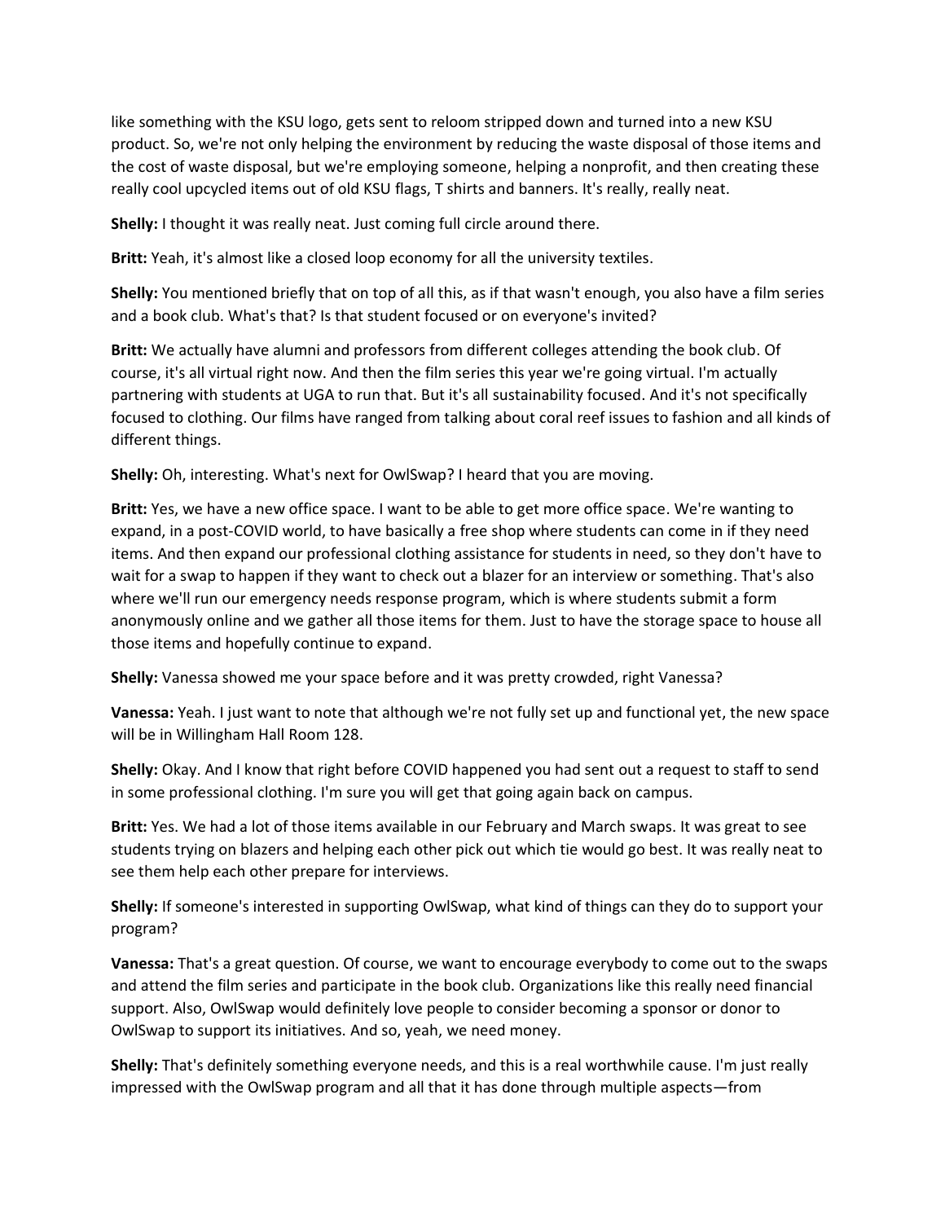like something with the KSU logo, gets sent to reloom stripped down and turned into a new KSU product. So, we're not only helping the environment by reducing the waste disposal of those items and the cost of waste disposal, but we're employing someone, helping a nonprofit, and then creating these really cool upcycled items out of old KSU flags, T shirts and banners. It's really, really neat.

**Shelly:** I thought it was really neat. Just coming full circle around there.

**Britt:** Yeah, it's almost like a closed loop economy for all the university textiles.

**Shelly:** You mentioned briefly that on top of all this, as if that wasn't enough, you also have a film series and a book club. What's that? Is that student focused or on everyone's invited?

**Britt:** We actually have alumni and professors from different colleges attending the book club. Of course, it's all virtual right now. And then the film series this year we're going virtual. I'm actually partnering with students at UGA to run that. But it's all sustainability focused. And it's not specifically focused to clothing. Our films have ranged from talking about coral reef issues to fashion and all kinds of different things.

**Shelly:** Oh, interesting. What's next for OwlSwap? I heard that you are moving.

**Britt:** Yes, we have a new office space. I want to be able to get more office space. We're wanting to expand, in a post-COVID world, to have basically a free shop where students can come in if they need items. And then expand our professional clothing assistance for students in need, so they don't have to wait for a swap to happen if they want to check out a blazer for an interview or something. That's also where we'll run our emergency needs response program, which is where students submit a form anonymously online and we gather all those items for them. Just to have the storage space to house all those items and hopefully continue to expand.

**Shelly:** Vanessa showed me your space before and it was pretty crowded, right Vanessa?

**Vanessa:** Yeah. I just want to note that although we're not fully set up and functional yet, the new space will be in Willingham Hall Room 128.

**Shelly:** Okay. And I know that right before COVID happened you had sent out a request to staff to send in some professional clothing. I'm sure you will get that going again back on campus.

**Britt:** Yes. We had a lot of those items available in our February and March swaps. It was great to see students trying on blazers and helping each other pick out which tie would go best. It was really neat to see them help each other prepare for interviews.

**Shelly:** If someone's interested in supporting OwlSwap, what kind of things can they do to support your program?

**Vanessa:** That's a great question. Of course, we want to encourage everybody to come out to the swaps and attend the film series and participate in the book club. Organizations like this really need financial support. Also, OwlSwap would definitely love people to consider becoming a sponsor or donor to OwlSwap to support its initiatives. And so, yeah, we need money.

**Shelly:** That's definitely something everyone needs, and this is a real worthwhile cause. I'm just really impressed with the OwlSwap program and all that it has done through multiple aspects—from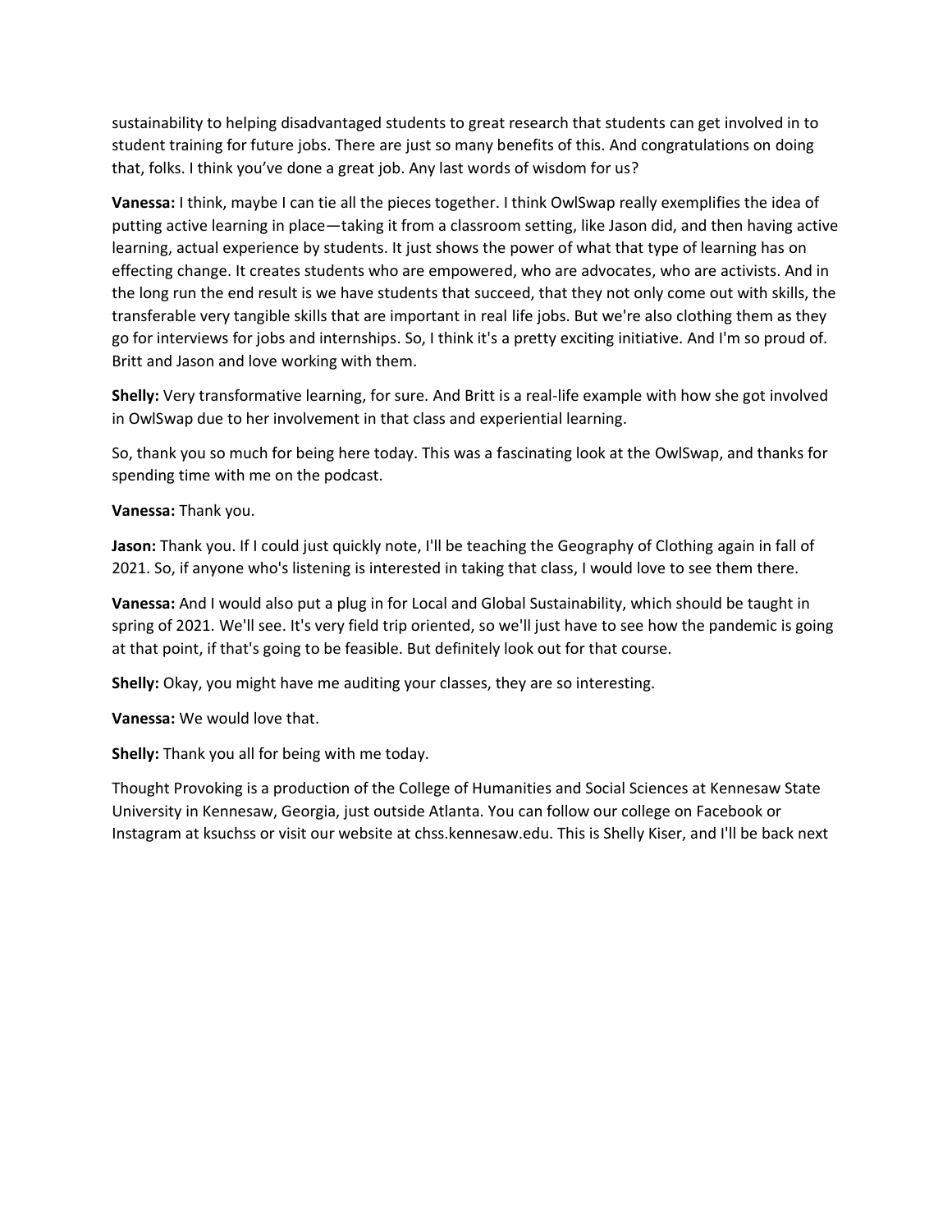sustainability to helping disadvantaged students to great research that students can get involved in to student training for future jobs. There are just so many benefits of this. And congratulations on doing that, folks. I think you've done a great job. Any last words of wisdom for us?

**Vanessa:** I think, maybe I can tie all the pieces together. I think OwlSwap really exemplifies the idea of putting active learning in place—taking it from a classroom setting, like Jason did, and then having active learning, actual experience by students. It just shows the power of what that type of learning has on effecting change. It creates students who are empowered, who are advocates, who are activists. And in the long run the end result is we have students that succeed, that they not only come out with skills, the transferable very tangible skills that are important in real life jobs. But we're also clothing them as they go for interviews for jobs and internships. So, I think it's a pretty exciting initiative. And I'm so proud of. Britt and Jason and love working with them.

**Shelly:** Very transformative learning, for sure. And Britt is a real-life example with how she got involved in OwlSwap due to her involvement in that class and experiential learning.

So, thank you so much for being here today. This was a fascinating look at the OwlSwap, and thanks for spending time with me on the podcast.

**Vanessa:** Thank you.

**Jason:** Thank you. If I could just quickly note, I'll be teaching the Geography of Clothing again in fall of 2021. So, if anyone who's listening is interested in taking that class, I would love to see them there.

**Vanessa:** And I would also put a plug in for Local and Global Sustainability, which should be taught in spring of 2021. We'll see. It's very field trip oriented, so we'll just have to see how the pandemic is going at that point, if that's going to be feasible. But definitely look out for that course.

**Shelly:** Okay, you might have me auditing your classes, they are so interesting.

**Vanessa:** We would love that.

**Shelly:** Thank you all for being with me today.

Thought Provoking is a production of the College of Humanities and Social Sciences at Kennesaw State University in Kennesaw, Georgia, just outside Atlanta. You can follow our college on Facebook or Instagram at ksuchss or visit our website at chss.kennesaw.edu. This is Shelly Kiser, and I'll be back next